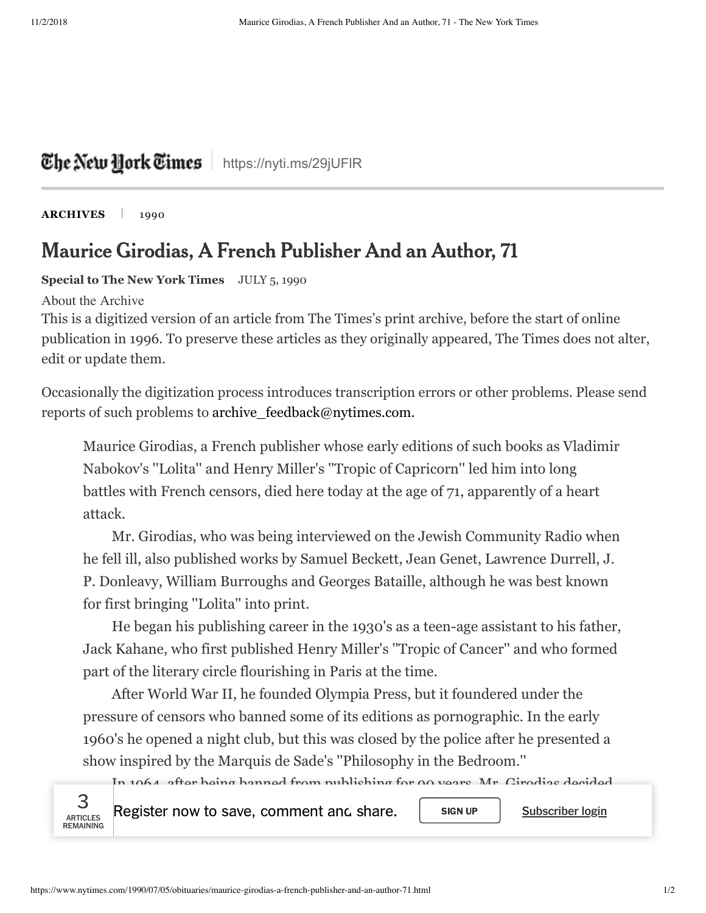The New York Times | https://nyti.ms/29jUFIR

**ARCHIVES** | 1990

# Maurice Girodias, A French Publisher And an Author, 71

**Special to The New York Times** JULY 5, 1990

About the Archive

This is a digitized version of an article from The Times's print archive, before the start of online publication in 1996. To preserve these articles as they originally appeared, The Times does not alter, edit or update them.

Occasionally the digitization process introduces transcription errors or other problems. Please send reports of such problems to archive_feedback@nytimes.com.

Maurice Girodias, a French publisher whose early editions of such books as Vladimir Nabokov's ''Lolita'' and Henry Miller's ''Tropic of Capricorn'' led him into long battles with French censors, died here today at the age of 71, apparently of a heart attack.

Mr. Girodias, who was being interviewed on the Jewish Community Radio when he fell ill, also published works by Samuel Beckett, Jean Genet, Lawrence Durrell, J. P. Donleavy, William Burroughs and Georges Bataille, although he was best known for first bringing ''Lolita'' into print.

He began his publishing career in the 1930's as a teen-age assistant to his father, Jack Kahane, who first published Henry Miller's ''Tropic of Cancer'' and who formed part of the literary circle flourishing in Paris at the time.

After World War II, he founded Olympia Press, but it foundered under the pressure of censors who banned some of its editions as pornographic. In the early 1960's he opened a night club, but this was closed by the police after he presented a show inspired by the Marquis de Sade's ''Philosophy in the Bedroom.''

In 1964, after being banned from publishing for 90 years, Mr. Girodias decided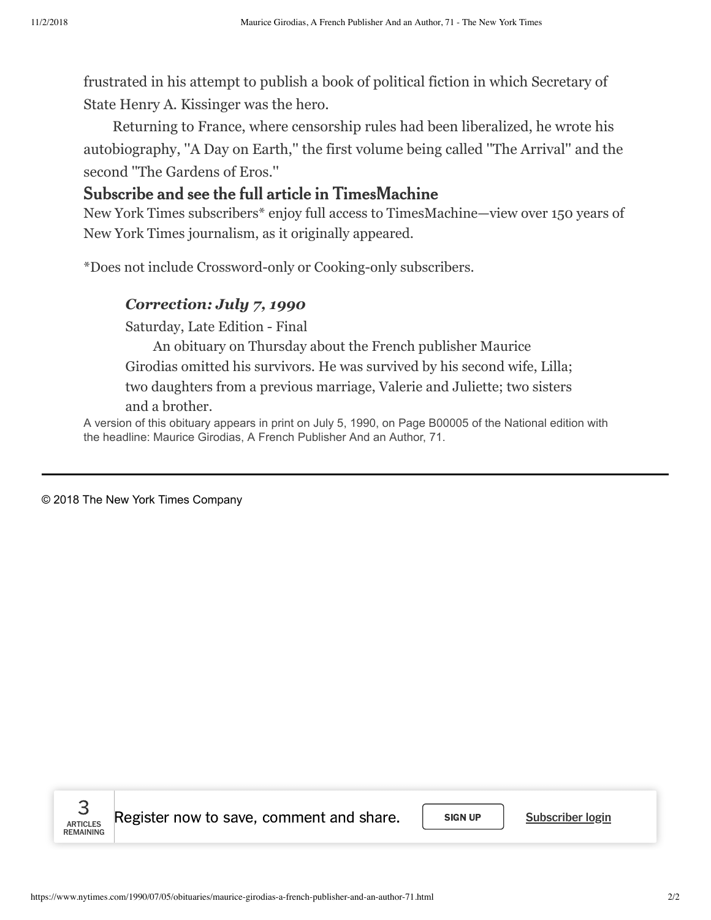frustrated in his attempt to publish a book of political fiction in which Secretary of State Henry A. Kissinger was the hero.

Returning to France, where censorship rules had been liberalized, he wrote his autobiography, ''A Day on Earth,'' the first volume being called ''The Arrival'' and the second ''The Gardens of Eros.''

## Subscribe and see the full article in TimesMachine

New York Times subscribers* enjoy full access to TimesMachine—view over 150 years of New York Times journalism, as it originally appeared.

*Does not include Crossword-only or Cooking-only subscribers.

***Correction: July 7, 1990***

Saturday, Late Edition - Final

An obituary on Thursday about the French publisher Maurice Girodias omitted his survivors. He was survived by his second wife, Lilla; two daughters from a previous marriage, Valerie and Juliette; two sisters and a brother.

A version of this obituary appears in print on July 5, 1990, on Page B00005 of the National edition with the headline: Maurice Girodias, A French Publisher And an Author, 71.

© 2018 The New York Times Company